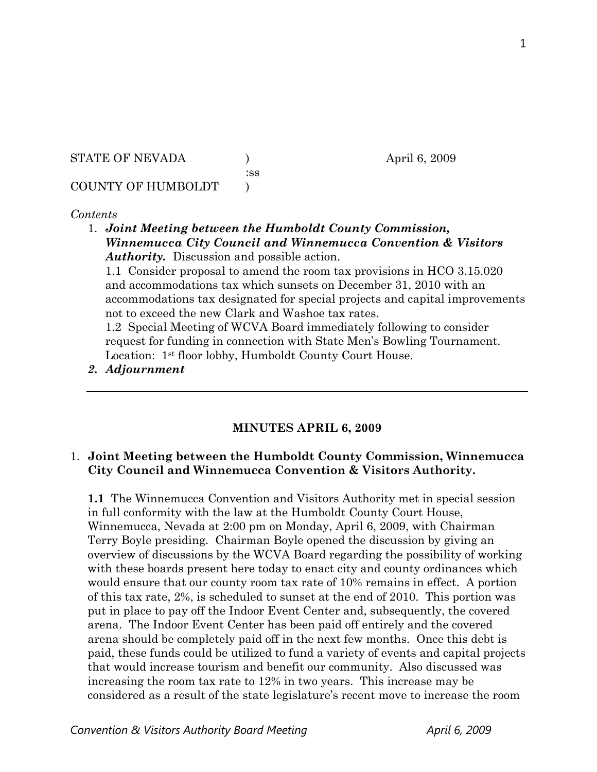STATE OF NEVADA ) April 6, 2009
:ss
COUNTY OF HUMBOLDT )

*Contents*

1. ***Joint Meeting between the Humboldt County Commission, Winnemucca City Council and Winnemucca Convention & Visitors Authority.*** Discussion and possible action.
   1.1 Consider proposal to amend the room tax provisions in HCO 3.15.020 and accommodations tax which sunsets on December 31, 2010 with an accommodations tax designated for special projects and capital improvements not to exceed the new Clark and Washoe tax rates.
   1.2 Special Meeting of WCVA Board immediately following to consider request for funding in connection with State Men's Bowling Tournament. Location: 1st floor lobby, Humboldt County Court House.
2. ***Adjournment***

---

## MINUTES APRIL 6, 2009

### 1. Joint Meeting between the Humboldt County Commission, Winnemucca City Council and Winnemucca Convention & Visitors Authority.

**1.1** The Winnemucca Convention and Visitors Authority met in special session in full conformity with the law at the Humboldt County Court House, Winnemucca, Nevada at 2:00 pm on Monday, April 6, 2009, with Chairman Terry Boyle presiding. Chairman Boyle opened the discussion by giving an overview of discussions by the WCVA Board regarding the possibility of working with these boards present here today to enact city and county ordinances which would ensure that our county room tax rate of 10% remains in effect. A portion of this tax rate, 2%, is scheduled to sunset at the end of 2010. This portion was put in place to pay off the Indoor Event Center and, subsequently, the covered arena. The Indoor Event Center has been paid off entirely and the covered arena should be completely paid off in the next few months. Once this debt is paid, these funds could be utilized to fund a variety of events and capital projects that would increase tourism and benefit our community. Also discussed was increasing the room tax rate to 12% in two years. This increase may be considered as a result of the state legislature's recent move to increase the room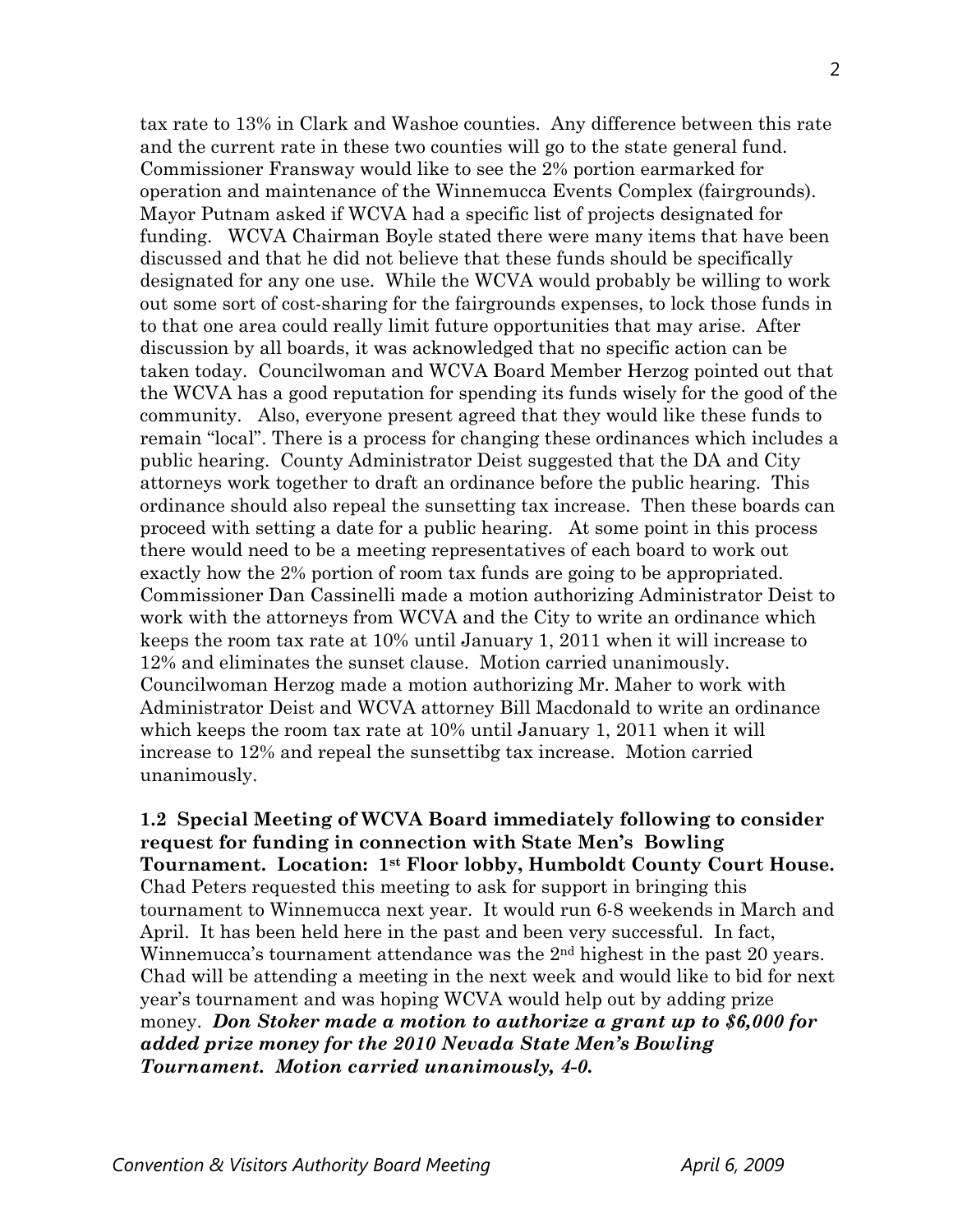tax rate to 13% in Clark and Washoe counties. Any difference between this rate and the current rate in these two counties will go to the state general fund. Commissioner Fransway would like to see the 2% portion earmarked for operation and maintenance of the Winnemucca Events Complex (fairgrounds). Mayor Putnam asked if WCVA had a specific list of projects designated for funding. WCVA Chairman Boyle stated there were many items that have been discussed and that he did not believe that these funds should be specifically designated for any one use. While the WCVA would probably be willing to work out some sort of cost-sharing for the fairgrounds expenses, to lock those funds in to that one area could really limit future opportunities that may arise. After discussion by all boards, it was acknowledged that no specific action can be taken today. Councilwoman and WCVA Board Member Herzog pointed out that the WCVA has a good reputation for spending its funds wisely for the good of the community. Also, everyone present agreed that they would like these funds to remain "local". There is a process for changing these ordinances which includes a public hearing. County Administrator Deist suggested that the DA and City attorneys work together to draft an ordinance before the public hearing. This ordinance should also repeal the sunsetting tax increase. Then these boards can proceed with setting a date for a public hearing. At some point in this process there would need to be a meeting representatives of each board to work out exactly how the 2% portion of room tax funds are going to be appropriated. Commissioner Dan Cassinelli made a motion authorizing Administrator Deist to work with the attorneys from WCVA and the City to write an ordinance which keeps the room tax rate at 10% until January 1, 2011 when it will increase to 12% and eliminates the sunset clause. Motion carried unanimously. Councilwoman Herzog made a motion authorizing Mr. Maher to work with Administrator Deist and WCVA attorney Bill Macdonald to write an ordinance which keeps the room tax rate at 10% until January 1, 2011 when it will increase to 12% and repeal the sunsettibg tax increase. Motion carried unanimously.

**1.2 Special Meeting of WCVA Board immediately following to consider request for funding in connection with State Men's Bowling Tournament. Location: 1st Floor lobby, Humboldt County Court House.** Chad Peters requested this meeting to ask for support in bringing this tournament to Winnemucca next year. It would run 6-8 weekends in March and April. It has been held here in the past and been very successful. In fact, Winnemucca's tournament attendance was the 2nd highest in the past 20 years. Chad will be attending a meeting in the next week and would like to bid for next year's tournament and was hoping WCVA would help out by adding prize money. ***Don Stoker made a motion to authorize a grant up to $6,000 for added prize money for the 2010 Nevada State Men's Bowling Tournament. Motion carried unanimously, 4-0.***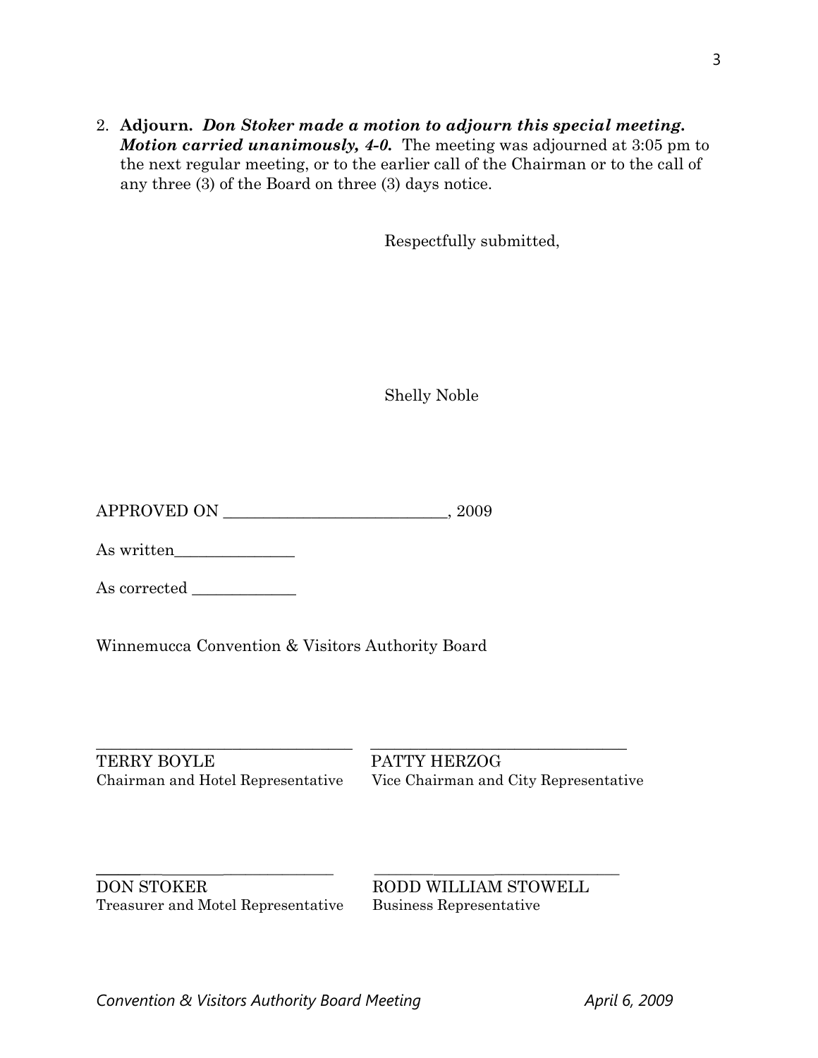2. **Adjourn.** ***Don Stoker made a motion to adjourn this special meeting. Motion carried unanimously, 4-0.*** The meeting was adjourned at 3:05 pm to the next regular meeting, or to the earlier call of the Chairman or to the call of any three (3) of the Board on three (3) days notice.

Respectfully submitted,

Shelly Noble

APPROVED ON ___________________________, 2009

As written_______________

As corrected _____________

Winnemucca Convention & Visitors Authority Board

_______________________________ _______________________________

TERRY BOYLE
Chairman and Hotel Representative

PATTY HERZOG
Vice Chairman and City Representative

_______________________________ _______________________________

DON STOKER
Treasurer and Motel Representative

RODD WILLIAM STOWELL
Business Representative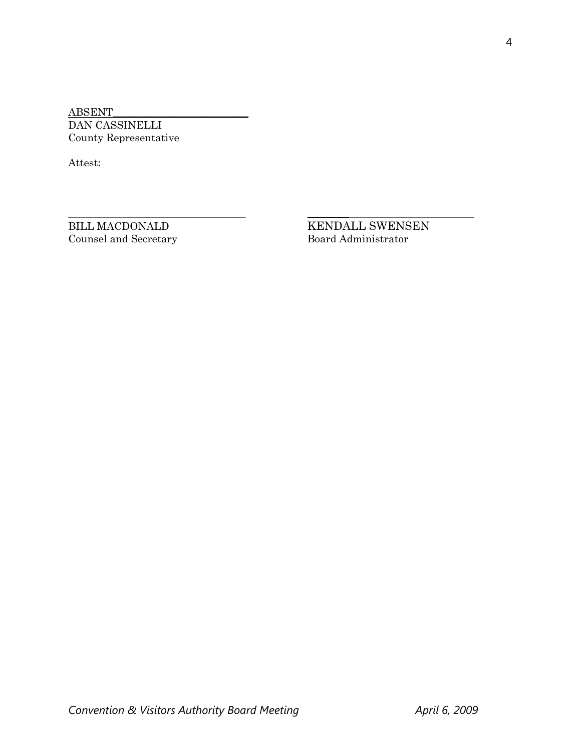ABSENT\_\_\_\_\_\_\_\_\_\_\_\_\_\_\_\_\_\_\_\_\_\_\_\_\_\_
DAN CASSINELLI
County Representative

Attest:

\_\_\_\_\_\_\_\_\_\_\_\_\_\_\_\_\_\_\_\_\_\_\_\_\_\_\_\_\_\_\_\_\_\_\_\_
BILL MACDONALD
Counsel and Secretary

\_\_\_\_\_\_\_\_\_\_\_\_\_\_\_\_\_\_\_\_\_\_\_\_\_\_\_\_\_\_\_\_\_\_\_\_
KENDALL SWENSEN
Board Administrator

ABSENT__________________________
DAN CASSINELLI
County Representative

Attest:

____________________________________
BILL MACDONALD
Counsel and Secretary

____________________________________
KENDALL SWENSEN
Board Administrator